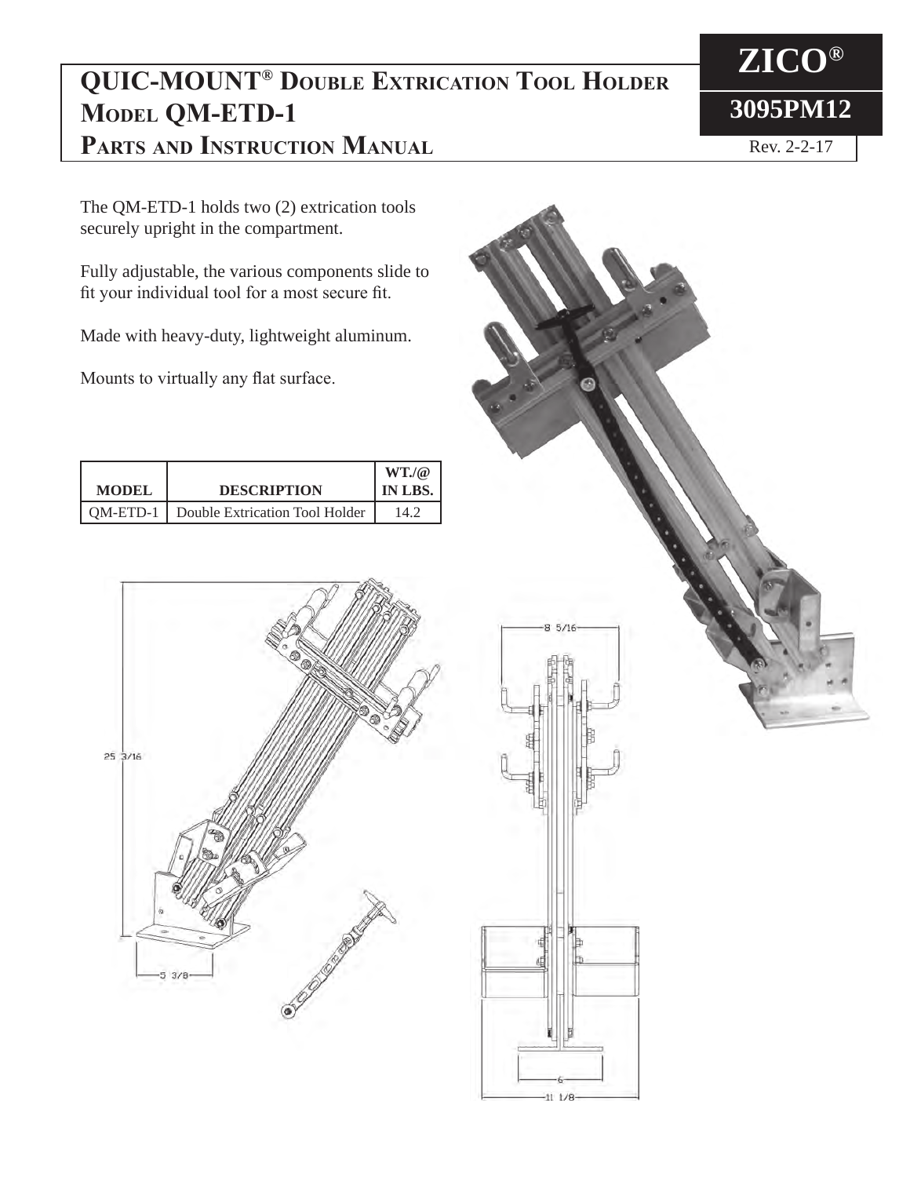# QUIC-MOUNT® Double Extrication Tool Holder Model QM-ETD-1 Parts and Instruction Manual

**ZICO®**

**3095PM12**

Rev. 2-2-17

The QM-ETD-1 holds two (2) extrication tools securely upright in the compartment.

Fully adjustable, the various components slide to fit your individual tool for a most secure fit.

Made with heavy-duty, lightweight aluminum.

Mounts to virtually any flat surface.

| MODEL | DESCRIPTION | WT./@ IN LBS. |
|---|---|---|
| QM-ETD-1 | Double Extrication Tool Holder | 14.2 |

25 3/16

5 3/8

8 5/16

6

11 1/8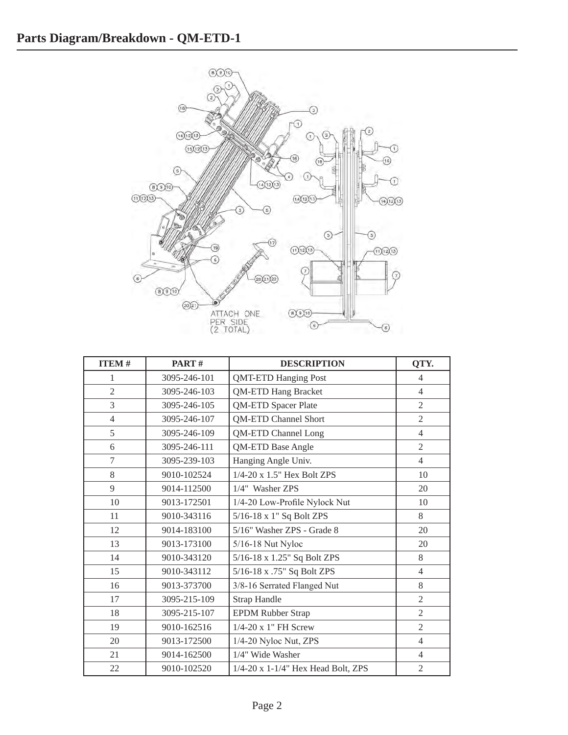# Parts Diagram/Breakdown - QM-ETD-1

ATTACH ONE PER SIDE (2 TOTAL)

| ITEM # | PART # | DESCRIPTION | QTY. |
|---|---|---|---|
| 1 | 3095-246-101 | QMT-ETD Hanging Post | 4 |
| 2 | 3095-246-103 | QM-ETD Hang Bracket | 4 |
| 3 | 3095-246-105 | QM-ETD Spacer Plate | 2 |
| 4 | 3095-246-107 | QM-ETD Channel Short | 2 |
| 5 | 3095-246-109 | QM-ETD Channel Long | 4 |
| 6 | 3095-246-111 | QM-ETD Base Angle | 2 |
| 7 | 3095-239-103 | Hanging Angle Univ. | 4 |
| 8 | 9010-102524 | 1/4-20 x 1.5" Hex Bolt ZPS | 10 |
| 9 | 9014-112500 | 1/4" Washer ZPS | 20 |
| 10 | 9013-172501 | 1/4-20 Low-Profile Nylock Nut | 10 |
| 11 | 9010-343116 | 5/16-18 x 1" Sq Bolt ZPS | 8 |
| 12 | 9014-183100 | 5/16" Washer ZPS - Grade 8 | 20 |
| 13 | 9013-173100 | 5/16-18 Nut Nyloc | 20 |
| 14 | 9010-343120 | 5/16-18 x 1.25" Sq Bolt ZPS | 8 |
| 15 | 9010-343112 | 5/16-18 x .75" Sq Bolt ZPS | 4 |
| 16 | 9013-373700 | 3/8-16 Serrated Flanged Nut | 8 |
| 17 | 3095-215-109 | Strap Handle | 2 |
| 18 | 3095-215-107 | EPDM Rubber Strap | 2 |
| 19 | 9010-162516 | 1/4-20 x 1" FH Screw | 2 |
| 20 | 9013-172500 | 1/4-20 Nyloc Nut, ZPS | 4 |
| 21 | 9014-162500 | 1/4" Wide Washer | 4 |
| 22 | 9010-102520 | 1/4-20 x 1-1/4" Hex Head Bolt, ZPS | 2 |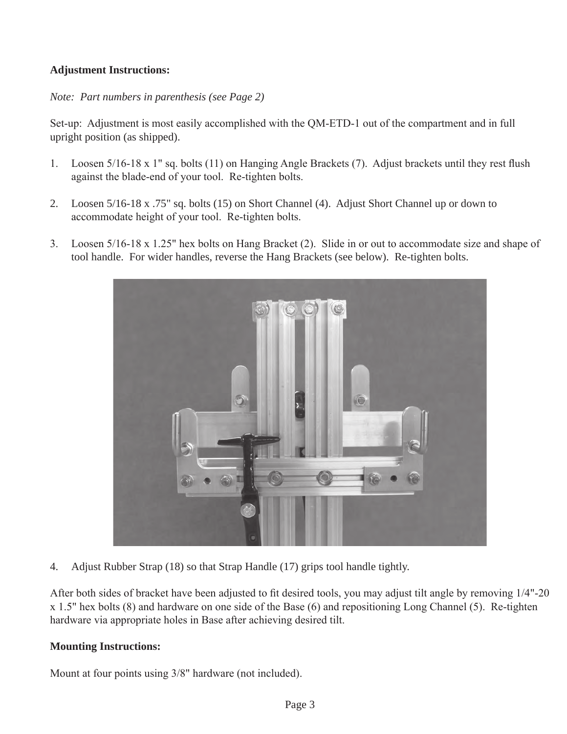**Adjustment Instructions:**

*Note: Part numbers in parenthesis (see Page 2)*

Set-up: Adjustment is most easily accomplished with the QM-ETD-1 out of the compartment and in full upright position (as shipped).

1. Loosen 5/16-18 x 1" sq. bolts (11) on Hanging Angle Brackets (7). Adjust brackets until they rest flush against the blade-end of your tool. Re-tighten bolts.

2. Loosen 5/16-18 x .75" sq. bolts (15) on Short Channel (4). Adjust Short Channel up or down to accommodate height of your tool. Re-tighten bolts.

3. Loosen 5/16-18 x 1.25" hex bolts on Hang Bracket (2). Slide in or out to accommodate size and shape of tool handle. For wider handles, reverse the Hang Brackets (see below). Re-tighten bolts.

4. Adjust Rubber Strap (18) so that Strap Handle (17) grips tool handle tightly.

After both sides of bracket have been adjusted to fit desired tools, you may adjust tilt angle by removing 1/4"-20 x 1.5" hex bolts (8) and hardware on one side of the Base (6) and repositioning Long Channel (5). Re-tighten hardware via appropriate holes in Base after achieving desired tilt.

**Mounting Instructions:**

Mount at four points using 3/8" hardware (not included).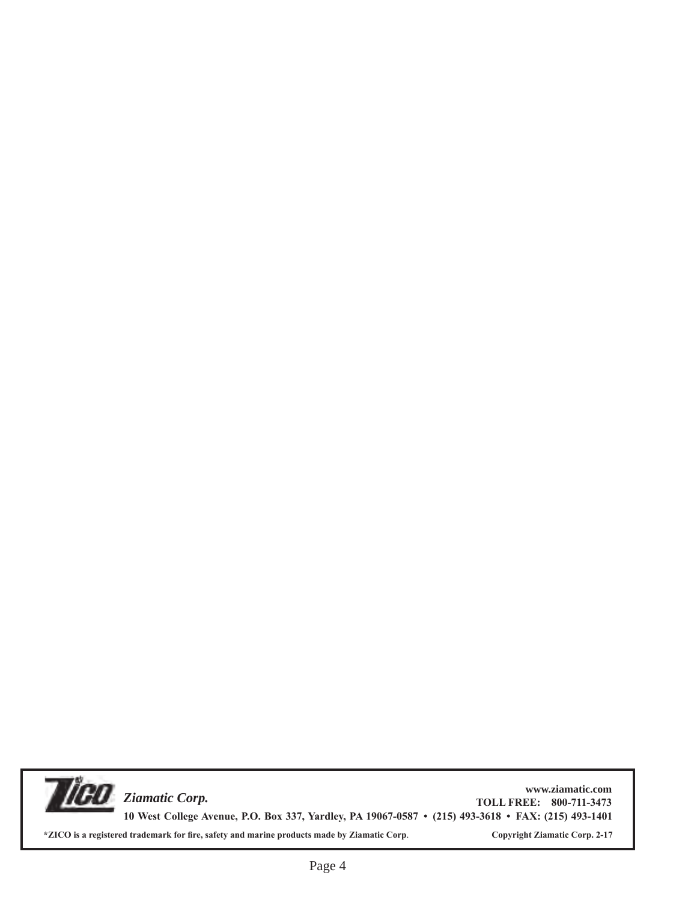**ZICO** *Ziamatic Corp.*

**www.ziamatic.com**

**TOLL FREE: 800-711-3473**

**10 West College Avenue, P.O. Box 337, Yardley, PA 19067-0587 • (215) 493-3618 • FAX: (215) 493-1401**

**\*ZICO is a registered trademark for fire, safety and marine products made by Ziamatic Corp.**

**Copyright Ziamatic Corp. 2-17**